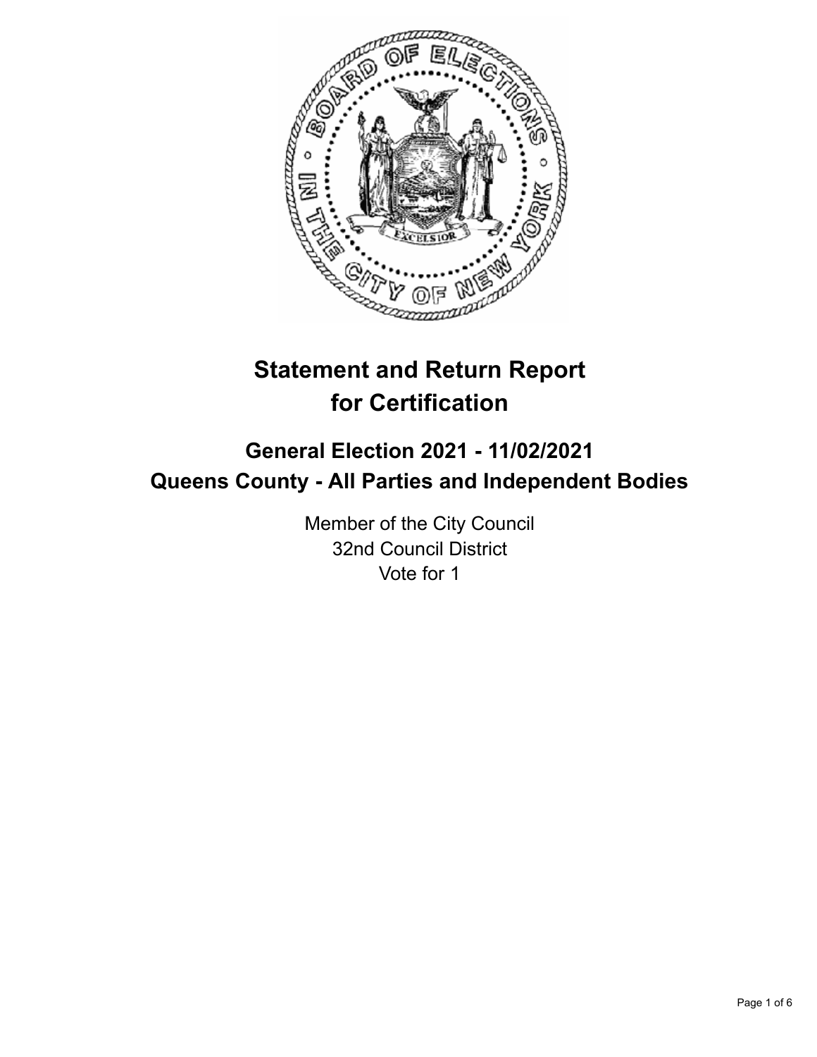# Statement and Return Report for Certification

## General Election 2021 - 11/02/2021
## Queens County - All Parties and Independent Bodies

Member of the City Council
32nd Council District
Vote for 1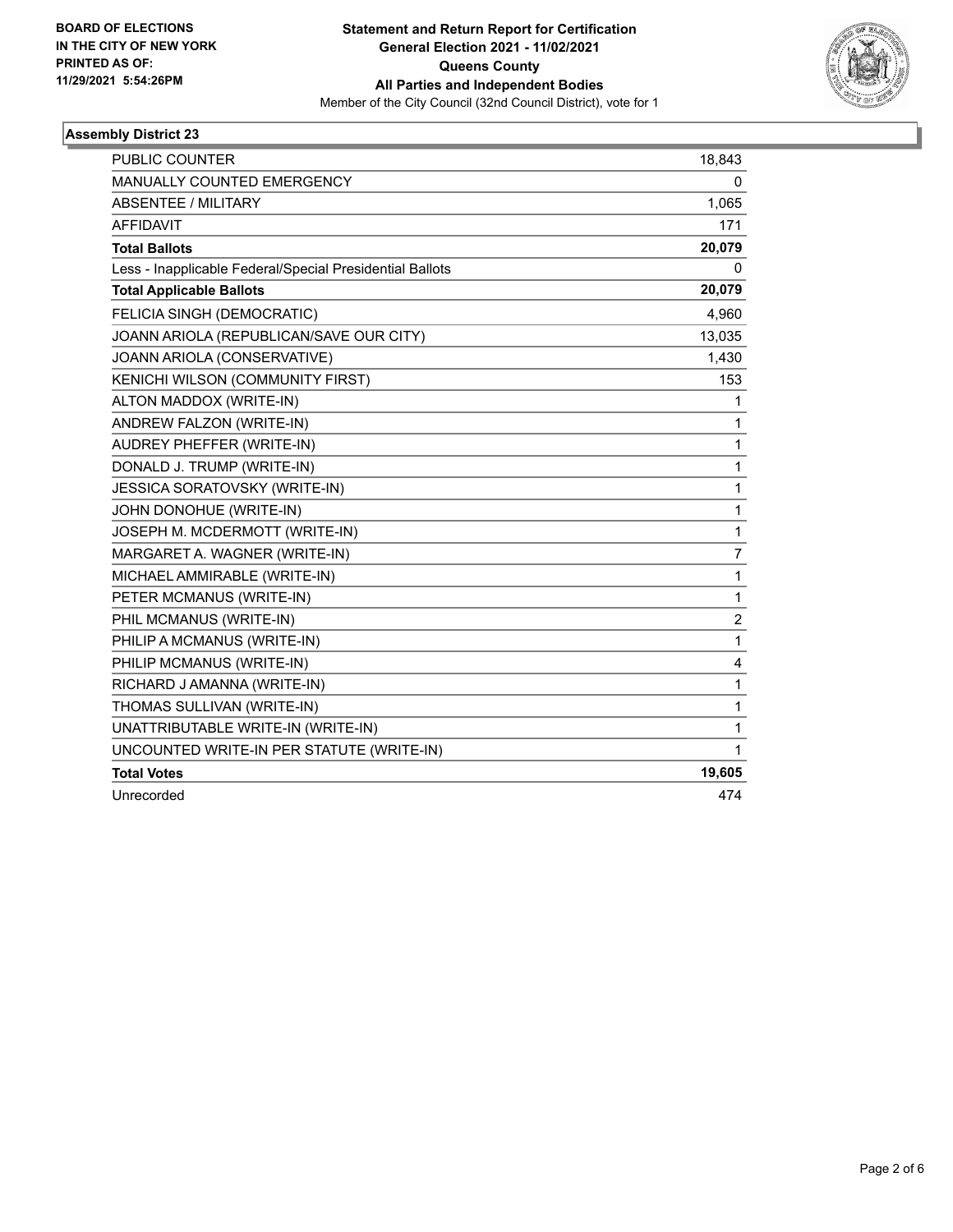**BOARD OF ELECTIONS IN THE CITY OF NEW YORK PRINTED AS OF: 11/29/2021 5:54:26PM**

**Statement and Return Report for Certification**
**General Election 2021 - 11/02/2021**
**Queens County**
**All Parties and Independent Bodies**
Member of the City Council (32nd Council District), vote for 1

### Assembly District 23

| | |
|---|---|
| PUBLIC COUNTER | 18,843 |
| MANUALLY COUNTED EMERGENCY | 0 |
| ABSENTEE / MILITARY | 1,065 |
| AFFIDAVIT | 171 |
| **Total Ballots** | **20,079** |
| Less - Inapplicable Federal/Special Presidential Ballots | 0 |
| **Total Applicable Ballots** | **20,079** |
| FELICIA SINGH (DEMOCRATIC) | 4,960 |
| JOANN ARIOLA (REPUBLICAN/SAVE OUR CITY) | 13,035 |
| JOANN ARIOLA (CONSERVATIVE) | 1,430 |
| KENICHI WILSON (COMMUNITY FIRST) | 153 |
| ALTON MADDOX (WRITE-IN) | 1 |
| ANDREW FALZON (WRITE-IN) | 1 |
| AUDREY PHEFFER (WRITE-IN) | 1 |
| DONALD J. TRUMP (WRITE-IN) | 1 |
| JESSICA SORATOVSKY (WRITE-IN) | 1 |
| JOHN DONOHUE (WRITE-IN) | 1 |
| JOSEPH M. MCDERMOTT (WRITE-IN) | 1 |
| MARGARET A. WAGNER (WRITE-IN) | 7 |
| MICHAEL AMMIRABLE (WRITE-IN) | 1 |
| PETER MCMANUS (WRITE-IN) | 1 |
| PHIL MCMANUS (WRITE-IN) | 2 |
| PHILIP A MCMANUS (WRITE-IN) | 1 |
| PHILIP MCMANUS (WRITE-IN) | 4 |
| RICHARD J AMANNA (WRITE-IN) | 1 |
| THOMAS SULLIVAN (WRITE-IN) | 1 |
| UNATTRIBUTABLE WRITE-IN (WRITE-IN) | 1 |
| UNCOUNTED WRITE-IN PER STATUTE (WRITE-IN) | 1 |
| **Total Votes** | **19,605** |
| Unrecorded | 474 |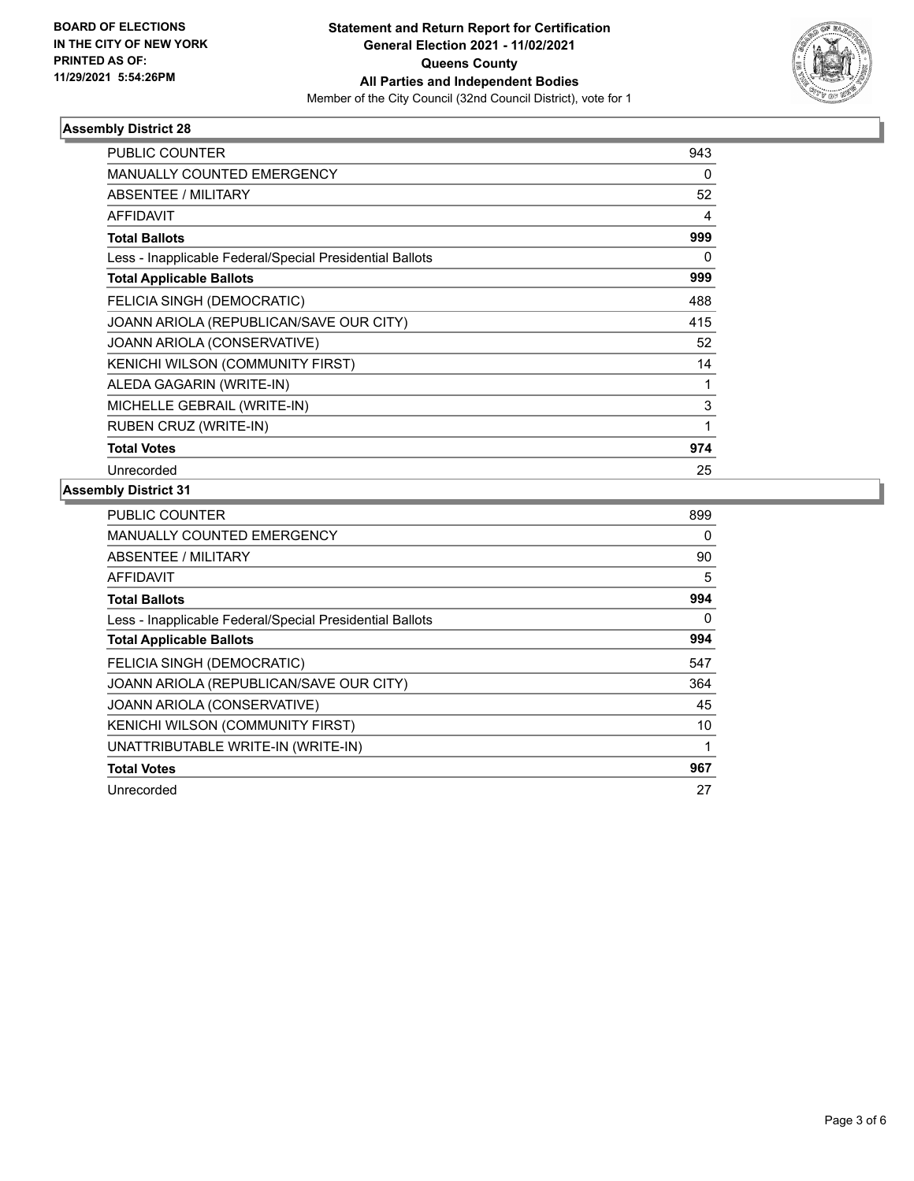BOARD OF ELECTIONS
IN THE CITY OF NEW YORK
PRINTED AS OF:
11/29/2021 5:54:26PM

**Statement and Return Report for Certification**
**General Election 2021 - 11/02/2021**
**Queens County**
**All Parties and Independent Bodies**
Member of the City Council (32nd Council District), vote for 1

### Assembly District 28

| | |
|---|---|
| PUBLIC COUNTER | 943 |
| MANUALLY COUNTED EMERGENCY | 0 |
| ABSENTEE / MILITARY | 52 |
| AFFIDAVIT | 4 |
| **Total Ballots** | **999** |
| Less - Inapplicable Federal/Special Presidential Ballots | 0 |
| **Total Applicable Ballots** | **999** |
| FELICIA SINGH (DEMOCRATIC) | 488 |
| JOANN ARIOLA (REPUBLICAN/SAVE OUR CITY) | 415 |
| JOANN ARIOLA (CONSERVATIVE) | 52 |
| KENICHI WILSON (COMMUNITY FIRST) | 14 |
| ALEDA GAGARIN (WRITE-IN) | 1 |
| MICHELLE GEBRAIL (WRITE-IN) | 3 |
| RUBEN CRUZ (WRITE-IN) | 1 |
| **Total Votes** | **974** |
| Unrecorded | 25 |

### Assembly District 31

| | |
|---|---|
| PUBLIC COUNTER | 899 |
| MANUALLY COUNTED EMERGENCY | 0 |
| ABSENTEE / MILITARY | 90 |
| AFFIDAVIT | 5 |
| **Total Ballots** | **994** |
| Less - Inapplicable Federal/Special Presidential Ballots | 0 |
| **Total Applicable Ballots** | **994** |
| FELICIA SINGH (DEMOCRATIC) | 547 |
| JOANN ARIOLA (REPUBLICAN/SAVE OUR CITY) | 364 |
| JOANN ARIOLA (CONSERVATIVE) | 45 |
| KENICHI WILSON (COMMUNITY FIRST) | 10 |
| UNATTRIBUTABLE WRITE-IN (WRITE-IN) | 1 |
| **Total Votes** | **967** |
| Unrecorded | 27 |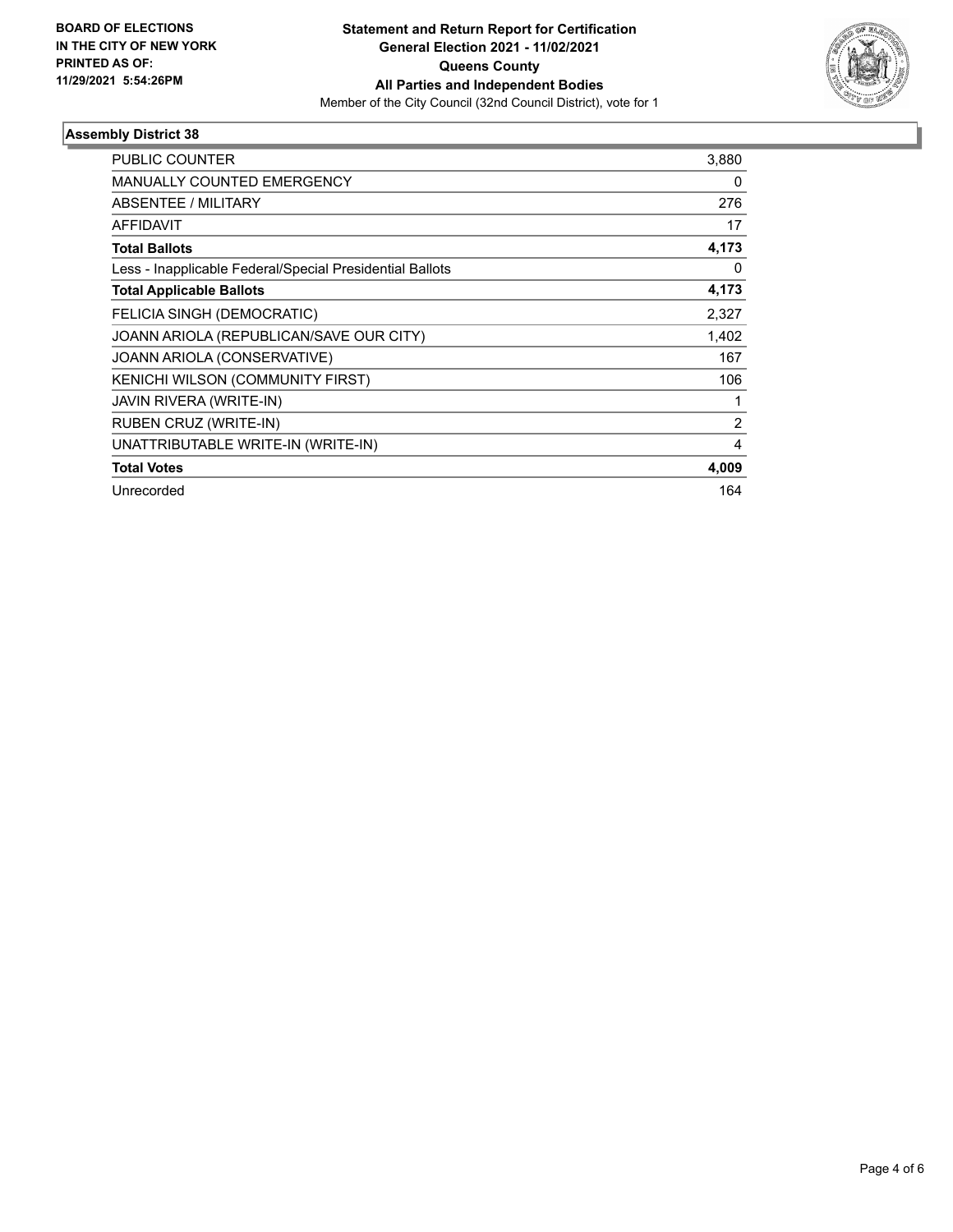**BOARD OF ELECTIONS IN THE CITY OF NEW YORK PRINTED AS OF: 11/29/2021 5:54:26PM**

**Statement and Return Report for Certification General Election 2021 - 11/02/2021 Queens County All Parties and Independent Bodies**

Member of the City Council (32nd Council District), vote for 1

## Assembly District 38

| | |
|---|---|
| PUBLIC COUNTER | 3,880 |
| MANUALLY COUNTED EMERGENCY | 0 |
| ABSENTEE / MILITARY | 276 |
| AFFIDAVIT | 17 |
| **Total Ballots** | **4,173** |
| Less - Inapplicable Federal/Special Presidential Ballots | 0 |
| **Total Applicable Ballots** | **4,173** |
| FELICIA SINGH (DEMOCRATIC) | 2,327 |
| JOANN ARIOLA (REPUBLICAN/SAVE OUR CITY) | 1,402 |
| JOANN ARIOLA (CONSERVATIVE) | 167 |
| KENICHI WILSON (COMMUNITY FIRST) | 106 |
| JAVIN RIVERA (WRITE-IN) | 1 |
| RUBEN CRUZ (WRITE-IN) | 2 |
| UNATTRIBUTABLE WRITE-IN (WRITE-IN) | 4 |
| **Total Votes** | **4,009** |
| Unrecorded | 164 |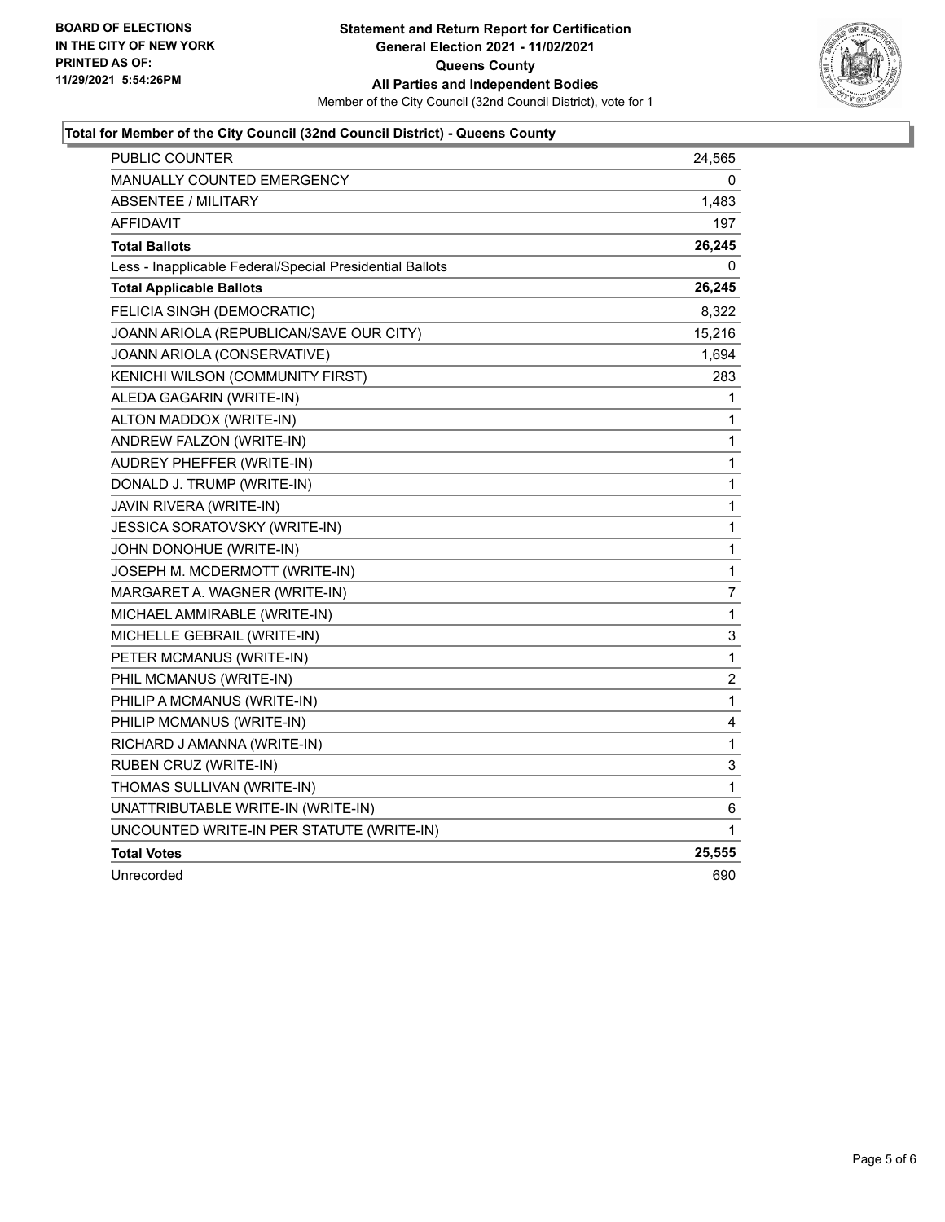**BOARD OF ELECTIONS IN THE CITY OF NEW YORK PRINTED AS OF: 11/29/2021 5:54:26PM**

**Statement and Return Report for Certification General Election 2021 - 11/02/2021 Queens County All Parties and Independent Bodies**

Member of the City Council (32nd Council District), vote for 1

### Total for Member of the City Council (32nd Council District) - Queens County

| | |
|---|---|
| PUBLIC COUNTER | 24,565 |
| MANUALLY COUNTED EMERGENCY | 0 |
| ABSENTEE / MILITARY | 1,483 |
| AFFIDAVIT | 197 |
| **Total Ballots** | **26,245** |
| Less - Inapplicable Federal/Special Presidential Ballots | 0 |
| **Total Applicable Ballots** | **26,245** |
| FELICIA SINGH (DEMOCRATIC) | 8,322 |
| JOANN ARIOLA (REPUBLICAN/SAVE OUR CITY) | 15,216 |
| JOANN ARIOLA (CONSERVATIVE) | 1,694 |
| KENICHI WILSON (COMMUNITY FIRST) | 283 |
| ALEDA GAGARIN (WRITE-IN) | 1 |
| ALTON MADDOX (WRITE-IN) | 1 |
| ANDREW FALZON (WRITE-IN) | 1 |
| AUDREY PHEFFER (WRITE-IN) | 1 |
| DONALD J. TRUMP (WRITE-IN) | 1 |
| JAVIN RIVERA (WRITE-IN) | 1 |
| JESSICA SORATOVSKY (WRITE-IN) | 1 |
| JOHN DONOHUE (WRITE-IN) | 1 |
| JOSEPH M. MCDERMOTT (WRITE-IN) | 1 |
| MARGARET A. WAGNER (WRITE-IN) | 7 |
| MICHAEL AMMIRABLE (WRITE-IN) | 1 |
| MICHELLE GEBRAIL (WRITE-IN) | 3 |
| PETER MCMANUS (WRITE-IN) | 1 |
| PHIL MCMANUS (WRITE-IN) | 2 |
| PHILIP A MCMANUS (WRITE-IN) | 1 |
| PHILIP MCMANUS (WRITE-IN) | 4 |
| RICHARD J AMANNA (WRITE-IN) | 1 |
| RUBEN CRUZ (WRITE-IN) | 3 |
| THOMAS SULLIVAN (WRITE-IN) | 1 |
| UNATTRIBUTABLE WRITE-IN (WRITE-IN) | 6 |
| UNCOUNTED WRITE-IN PER STATUTE (WRITE-IN) | 1 |
| **Total Votes** | **25,555** |
| Unrecorded | 690 |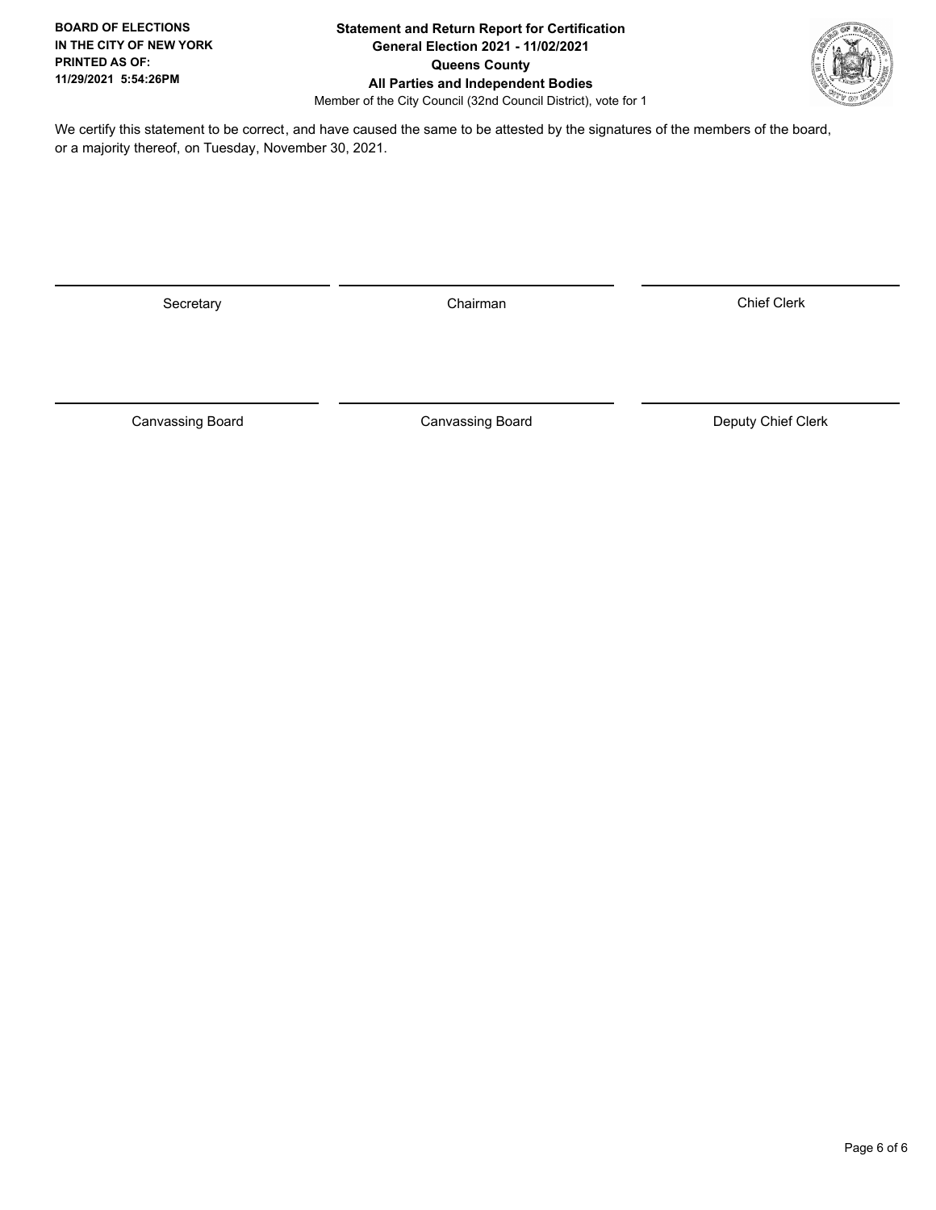We certify this statement to be correct, and have caused the same to be attested by the signatures of the members of the board, or a majority thereof, on Tuesday, November 30, 2021.

| | | |
|---|---|---|
| Secretary | Chairman | Chief Clerk |
| Canvassing Board | Canvassing Board | Deputy Chief Clerk |